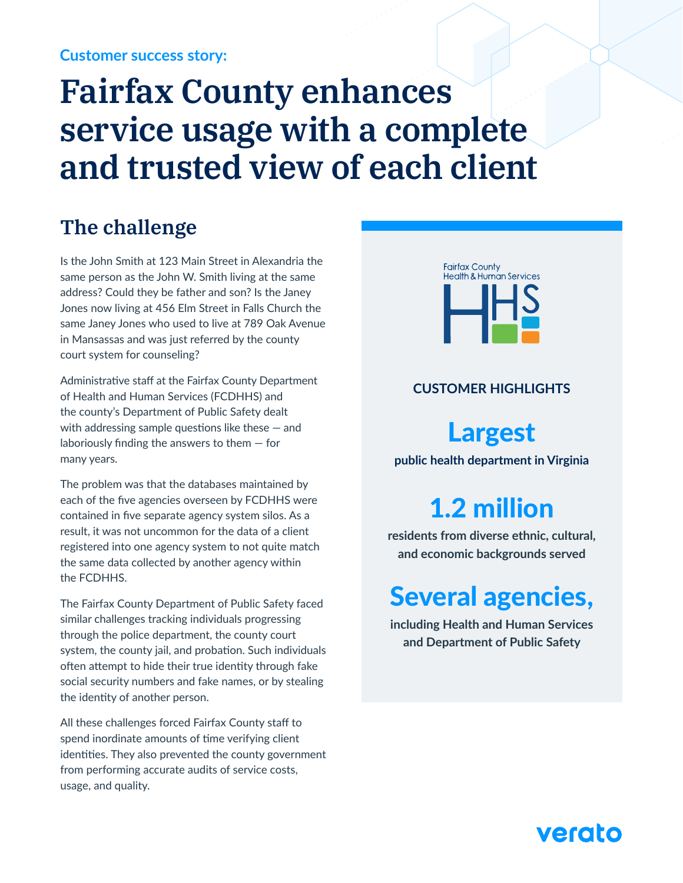Customer success story:

# Fairfax County enhances service usage with a complete and trusted view of each client

## The challenge

Is the John Smith at 123 Main Street in Alexandria the same person as the John W. Smith living at the same address? Could they be father and son? Is the Janey Jones now living at 456 Elm Street in Falls Church the same Janey Jones who used to live at 789 Oak Avenue in Mansassas and was just referred by the county court system for counseling?

Administrative staff at the Fairfax County Department of Health and Human Services (FCDHHS) and the county's Department of Public Safety dealt with addressing sample questions like these — and laboriously finding the answers to them — for many years.

The problem was that the databases maintained by each of the five agencies overseen by FCDHHS were contained in five separate agency system silos. As a result, it was not uncommon for the data of a client registered into one agency system to not quite match the same data collected by another agency within the FCDHHS.

The Fairfax County Department of Public Safety faced similar challenges tracking individuals progressing through the police department, the county court system, the county jail, and probation. Such individuals often attempt to hide their true identity through fake social security numbers and fake names, or by stealing the identity of another person.

All these challenges forced Fairfax County staff to spend inordinate amounts of time verifying client identities. They also prevented the county government from performing accurate audits of service costs, usage, and quality.

Fairfax County Health & Human Services

HHS

**CUSTOMER HIGHLIGHTS**

**Largest**
**public health department in Virginia**

**1.2 million**
**residents from diverse ethnic, cultural, and economic backgrounds served**

**Several agencies,**
**including Health and Human Services and Department of Public Safety**

verato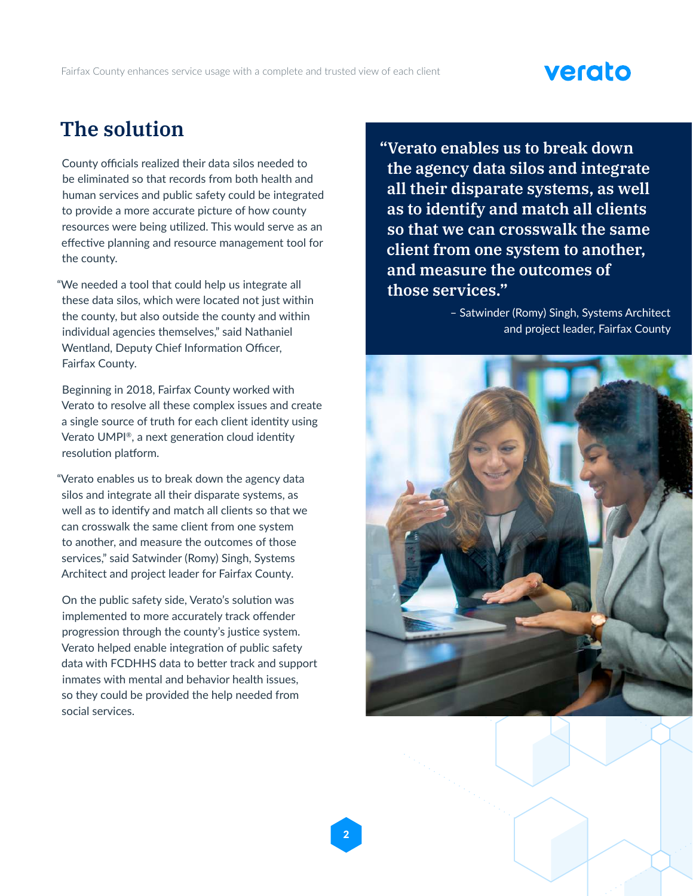# The solution

County officials realized their data silos needed to be eliminated so that records from both health and human services and public safety could be integrated to provide a more accurate picture of how county resources were being utilized. This would serve as an effective planning and resource management tool for the county.

"We needed a tool that could help us integrate all these data silos, which were located not just within the county, but also outside the county and within individual agencies themselves," said Nathaniel Wentland, Deputy Chief Information Officer, Fairfax County.

Beginning in 2018, Fairfax County worked with Verato to resolve all these complex issues and create a single source of truth for each client identity using Verato UMPI®, a next generation cloud identity resolution platform.

"Verato enables us to break down the agency data silos and integrate all their disparate systems, as well as to identify and match all clients so that we can crosswalk the same client from one system to another, and measure the outcomes of those services," said Satwinder (Romy) Singh, Systems Architect and project leader for Fairfax County.

On the public safety side, Verato's solution was implemented to more accurately track offender progression through the county's justice system. Verato helped enable integration of public safety data with FCDHHS data to better track and support inmates with mental and behavior health issues, so they could be provided the help needed from social services.

> **"Verato enables us to break down the agency data silos and integrate all their disparate systems, as well as to identify and match all clients so that we can crosswalk the same client from one system to another, and measure the outcomes of those services."**
>
> – Satwinder (Romy) Singh, Systems Architect and project leader, Fairfax County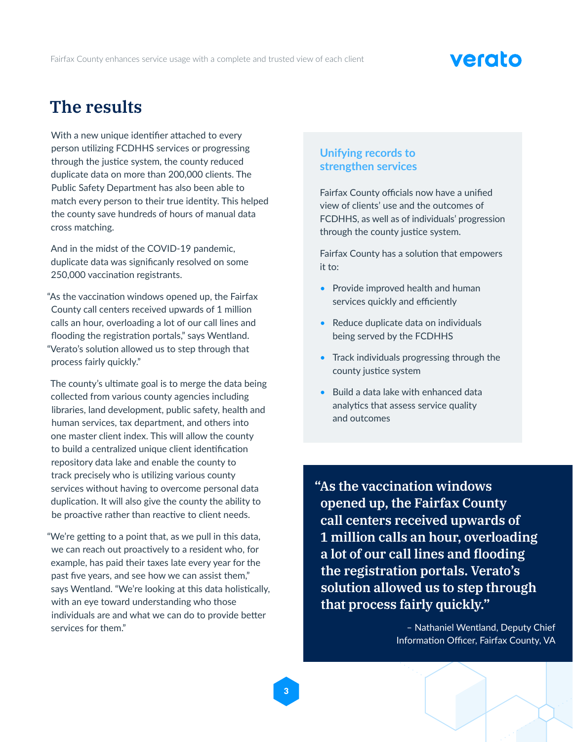# The results

With a new unique identifier attached to every person utilizing FCDHHS services or progressing through the justice system, the county reduced duplicate data on more than 200,000 clients. The Public Safety Department has also been able to match every person to their true identity. This helped the county save hundreds of hours of manual data cross matching.

And in the midst of the COVID-19 pandemic, duplicate data was significanly resolved on some 250,000 vaccination registrants.

"As the vaccination windows opened up, the Fairfax County call centers received upwards of 1 million calls an hour, overloading a lot of our call lines and flooding the registration portals," says Wentland. "Verato's solution allowed us to step through that process fairly quickly."

The county's ultimate goal is to merge the data being collected from various county agencies including libraries, land development, public safety, health and human services, tax department, and others into one master client index. This will allow the county to build a centralized unique client identification repository data lake and enable the county to track precisely who is utilizing various county services without having to overcome personal data duplication. It will also give the county the ability to be proactive rather than reactive to client needs.

"We're getting to a point that, as we pull in this data, we can reach out proactively to a resident who, for example, has paid their taxes late every year for the past five years, and see how we can assist them," says Wentland. "We're looking at this data holistically, with an eye toward understanding who those individuals are and what we can do to provide better services for them."

## Unifying records to strengthen services

Fairfax County officials now have a unified view of clients' use and the outcomes of FCDHHS, as well as of individuals' progression through the county justice system.

Fairfax County has a solution that empowers it to:

- Provide improved health and human services quickly and efficiently
- Reduce duplicate data on individuals being served by the FCDHHS
- Track individuals progressing through the county justice system
- Build a data lake with enhanced data analytics that assess service quality and outcomes

**"As the vaccination windows opened up, the Fairfax County call centers received upwards of 1 million calls an hour, overloading a lot of our call lines and flooding the registration portals. Verato's solution allowed us to step through that process fairly quickly."**

– Nathaniel Wentland, Deputy Chief Information Officer, Fairfax County, VA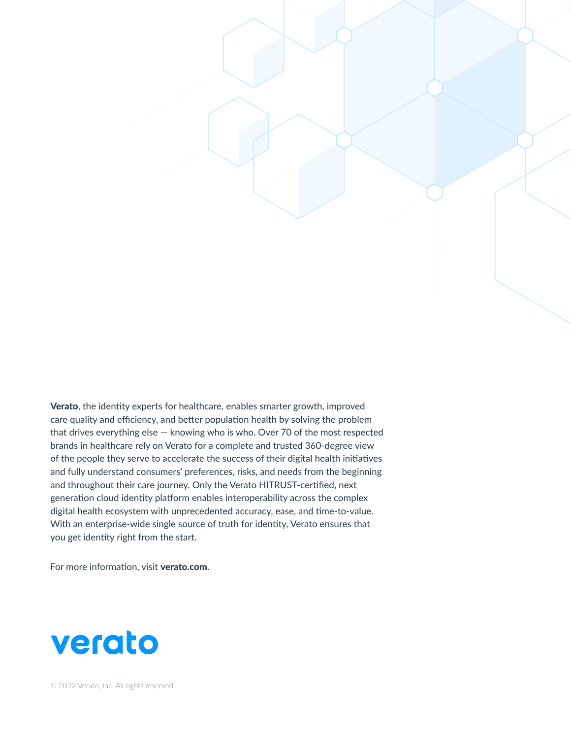**Verato**, the identity experts for healthcare, enables smarter growth, improved care quality and efficiency, and better population health by solving the problem that drives everything else — knowing who is who. Over 70 of the most respected brands in healthcare rely on Verato for a complete and trusted 360-degree view of the people they serve to accelerate the success of their digital health initiatives and fully understand consumers' preferences, risks, and needs from the beginning and throughout their care journey. Only the Verato HITRUST-certified, next generation cloud identity platform enables interoperability across the complex digital health ecosystem with unprecedented accuracy, ease, and time-to-value. With an enterprise-wide single source of truth for identity, Verato ensures that you get identity right from the start.

For more information, visit **verato.com**.

verato

© 2022 Verato, Inc. All rights reserved.